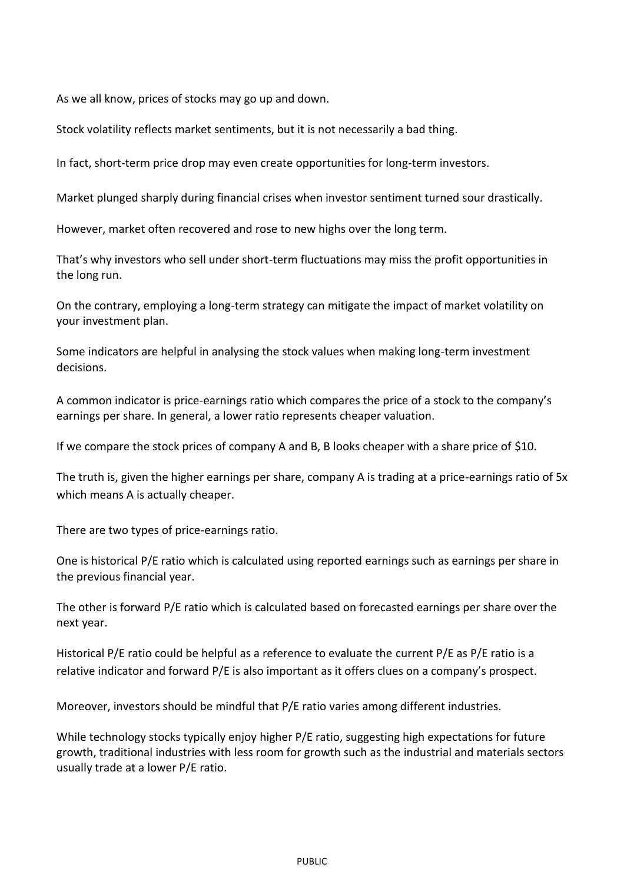As we all know, prices of stocks may go up and down.

Stock volatility reflects market sentiments, but it is not necessarily a bad thing.

In fact, short-term price drop may even create opportunities for long-term investors.

Market plunged sharply during financial crises when investor sentiment turned sour drastically.

However, market often recovered and rose to new highs over the long term.

That's why investors who sell under short-term fluctuations may miss the profit opportunities in the long run.

On the contrary, employing a long-term strategy can mitigate the impact of market volatility on your investment plan.

Some indicators are helpful in analysing the stock values when making long-term investment decisions.

A common indicator is price-earnings ratio which compares the price of a stock to the company's earnings per share. In general, a lower ratio represents cheaper valuation.

If we compare the stock prices of company A and B, B looks cheaper with a share price of $10.

The truth is, given the higher earnings per share, company A is trading at a price-earnings ratio of 5x which means A is actually cheaper.

There are two types of price-earnings ratio.

One is historical P/E ratio which is calculated using reported earnings such as earnings per share in the previous financial year.

The other is forward P/E ratio which is calculated based on forecasted earnings per share over the next year.

Historical P/E ratio could be helpful as a reference to evaluate the current P/E as P/E ratio is a relative indicator and forward P/E is also important as it offers clues on a company's prospect.

Moreover, investors should be mindful that P/E ratio varies among different industries.

While technology stocks typically enjoy higher P/E ratio, suggesting high expectations for future growth, traditional industries with less room for growth such as the industrial and materials sectors usually trade at a lower P/E ratio.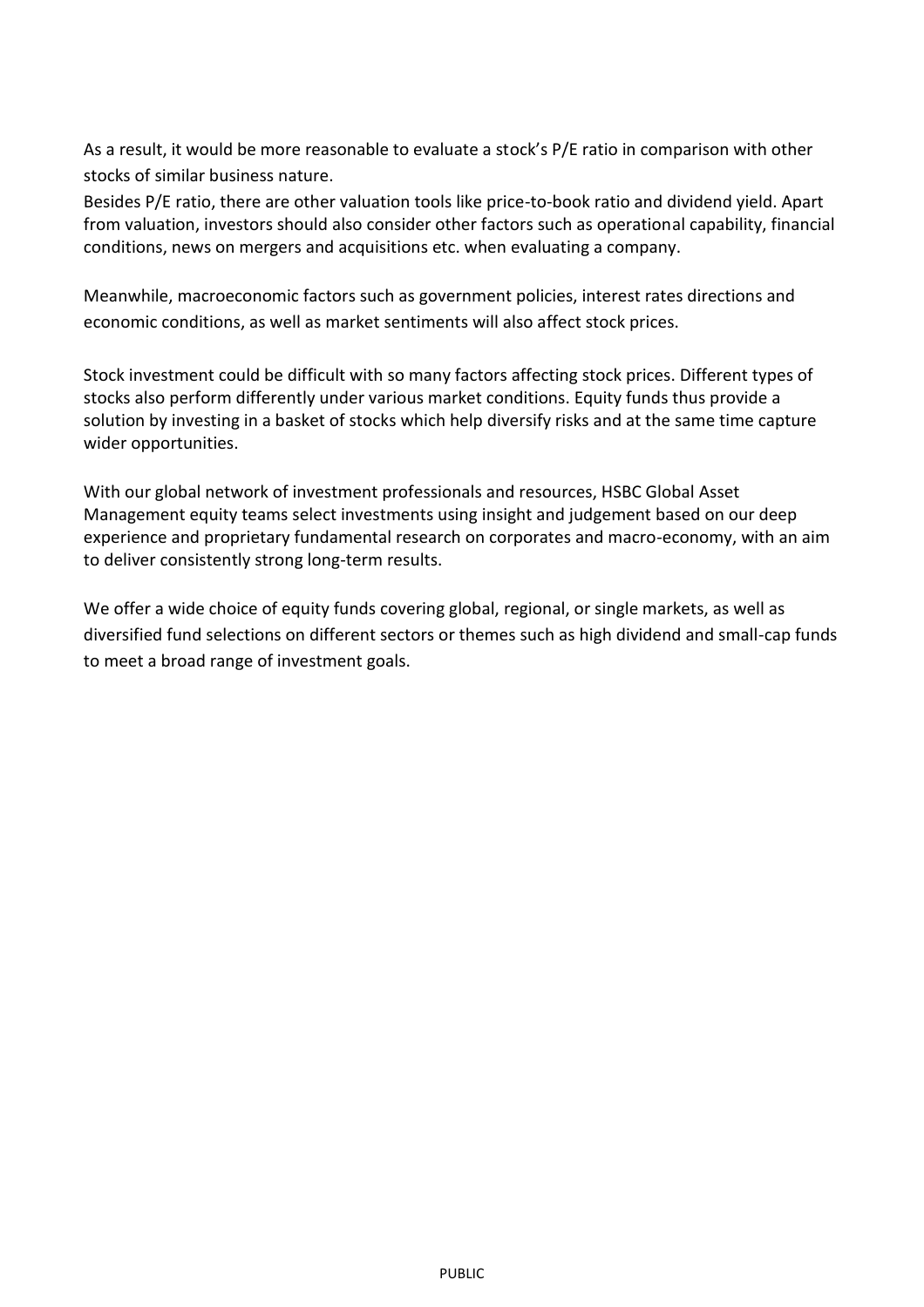As a result, it would be more reasonable to evaluate a stock's P/E ratio in comparison with other stocks of similar business nature.

Besides P/E ratio, there are other valuation tools like price-to-book ratio and dividend yield. Apart from valuation, investors should also consider other factors such as operational capability, financial conditions, news on mergers and acquisitions etc. when evaluating a company.

Meanwhile, macroeconomic factors such as government policies, interest rates directions and economic conditions, as well as market sentiments will also affect stock prices.

Stock investment could be difficult with so many factors affecting stock prices. Different types of stocks also perform differently under various market conditions. Equity funds thus provide a solution by investing in a basket of stocks which help diversify risks and at the same time capture wider opportunities.

With our global network of investment professionals and resources, HSBC Global Asset Management equity teams select investments using insight and judgement based on our deep experience and proprietary fundamental research on corporates and macro-economy, with an aim to deliver consistently strong long-term results.

We offer a wide choice of equity funds covering global, regional, or single markets, as well as diversified fund selections on different sectors or themes such as high dividend and small-cap funds to meet a broad range of investment goals.